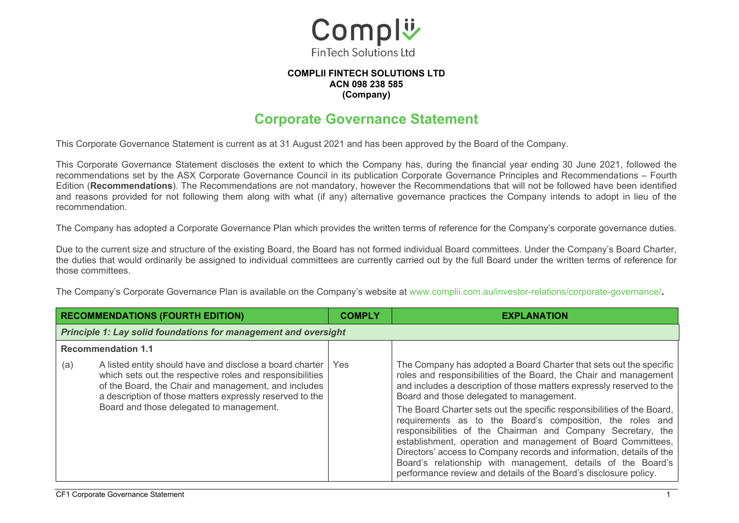**COMPLII FINTECH SOLUTIONS LTD**
**ACN 098 238 585**
**(Company)**

# Corporate Governance Statement

This Corporate Governance Statement is current as at 31 August 2021 and has been approved by the Board of the Company.

This Corporate Governance Statement discloses the extent to which the Company has, during the financial year ending 30 June 2021, followed the recommendations set by the ASX Corporate Governance Council in its publication Corporate Governance Principles and Recommendations – Fourth Edition (**Recommendations**). The Recommendations are not mandatory, however the Recommendations that will not be followed have been identified and reasons provided for not following them along with what (if any) alternative governance practices the Company intends to adopt in lieu of the recommendation.

The Company has adopted a Corporate Governance Plan which provides the written terms of reference for the Company's corporate governance duties.

Due to the current size and structure of the existing Board, the Board has not formed individual Board committees. Under the Company's Board Charter, the duties that would ordinarily be assigned to individual committees are currently carried out by the full Board under the written terms of reference for those committees.

The Company's Corporate Governance Plan is available on the Company's website at www.complii.com.au/investor-relations/corporate-governance/.

| RECOMMENDATIONS (FOURTH EDITION) | COMPLY | EXPLANATION |
|---|---|---|
| ***Principle 1: Lay solid foundations for management and oversight*** | | |
| **Recommendation 1.1** | | |
| (a) A listed entity should have and disclose a board charter which sets out the respective roles and responsibilities of the Board, the Chair and management, and includes a description of those matters expressly reserved to the Board and those delegated to management. | Yes | The Company has adopted a Board Charter that sets out the specific roles and responsibilities of the Board, the Chair and management and includes a description of those matters expressly reserved to the Board and those delegated to management.<br><br>The Board Charter sets out the specific responsibilities of the Board, requirements as to the Board's composition, the roles and responsibilities of the Chairman and Company Secretary, the establishment, operation and management of Board Committees, Directors' access to Company records and information, details of the Board's relationship with management, details of the Board's performance review and details of the Board's disclosure policy. |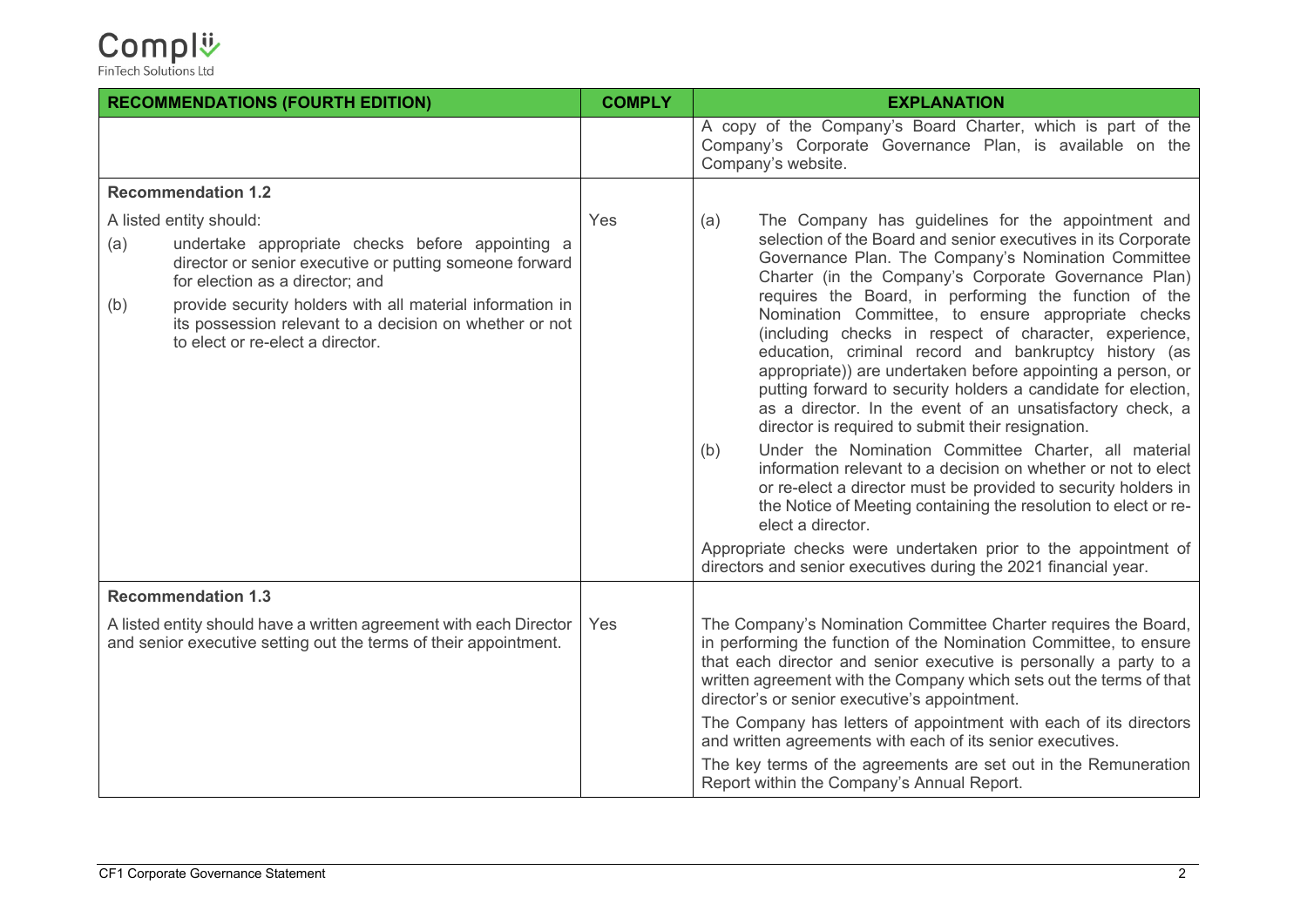| RECOMMENDATIONS (FOURTH EDITION) | COMPLY | EXPLANATION |
|---|---|---|
| | | A copy of the Company's Board Charter, which is part of the Company's Corporate Governance Plan, is available on the Company's website. |
| **Recommendation 1.2**<br><br>A listed entity should:<br>(a) undertake appropriate checks before appointing a director or senior executive or putting someone forward for election as a director; and<br>(b) provide security holders with all material information in its possession relevant to a decision on whether or not to elect or re-elect a director. | Yes | (a) The Company has guidelines for the appointment and selection of the Board and senior executives in its Corporate Governance Plan. The Company's Nomination Committee Charter (in the Company's Corporate Governance Plan) requires the Board, in performing the function of the Nomination Committee, to ensure appropriate checks (including checks in respect of character, experience, education, criminal record and bankruptcy history (as appropriate)) are undertaken before appointing a person, or putting forward to security holders a candidate for election, as a director. In the event of an unsatisfactory check, a director is required to submit their resignation.<br>(b) Under the Nomination Committee Charter, all material information relevant to a decision on whether or not to elect or re-elect a director must be provided to security holders in the Notice of Meeting containing the resolution to elect or re-elect a director.<br><br>Appropriate checks were undertaken prior to the appointment of directors and senior executives during the 2021 financial year. |
| **Recommendation 1.3**<br><br>A listed entity should have a written agreement with each Director and senior executive setting out the terms of their appointment. | Yes | The Company's Nomination Committee Charter requires the Board, in performing the function of the Nomination Committee, to ensure that each director and senior executive is personally a party to a written agreement with the Company which sets out the terms of that director's or senior executive's appointment.<br><br>The Company has letters of appointment with each of its directors and written agreements with each of its senior executives.<br><br>The key terms of the agreements are set out in the Remuneration Report within the Company's Annual Report. |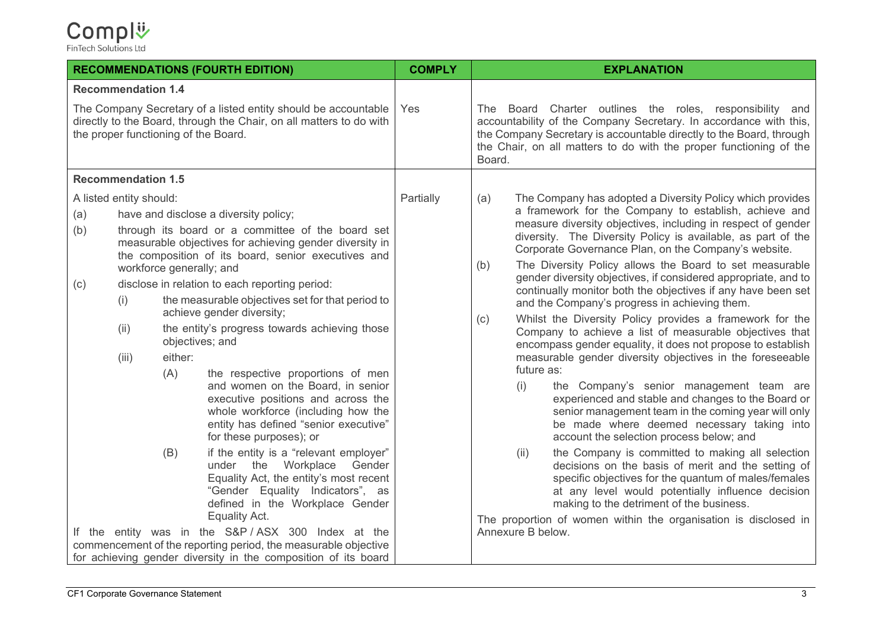| RECOMMENDATIONS (FOURTH EDITION) | COMPLY | EXPLANATION |
|---|---|---|
| **Recommendation 1.4**<br><br>The Company Secretary of a listed entity should be accountable directly to the Board, through the Chair, on all matters to do with the proper functioning of the Board. | Yes | The Board Charter outlines the roles, responsibility and accountability of the Company Secretary. In accordance with this, the Company Secretary is accountable directly to the Board, through the Chair, on all matters to do with the proper functioning of the Board. |
| **Recommendation 1.5**<br><br>A listed entity should:<br>(a) have and disclose a diversity policy;<br>(b) through its board or a committee of the board set measurable objectives for achieving gender diversity in the composition of its board, senior executives and workforce generally; and<br>(c) disclose in relation to each reporting period:<br>(i) the measurable objectives set for that period to achieve gender diversity;<br>(ii) the entity's progress towards achieving those objectives; and<br>(iii) either:<br>(A) the respective proportions of men and women on the Board, in senior executive positions and across the whole workforce (including how the entity has defined "senior executive" for these purposes); or<br>(B) if the entity is a "relevant employer" under the Workplace Gender Equality Act, the entity's most recent "Gender Equality Indicators", as defined in the Workplace Gender Equality Act.<br><br>If the entity was in the S&P / ASX 300 Index at the commencement of the reporting period, the measurable objective for achieving gender diversity in the composition of its board | Partially | (a) The Company has adopted a Diversity Policy which provides a framework for the Company to establish, achieve and measure diversity objectives, including in respect of gender diversity. The Diversity Policy is available, as part of the Corporate Governance Plan, on the Company's website.<br>(b) The Diversity Policy allows the Board to set measurable gender diversity objectives, if considered appropriate, and to continually monitor both the objectives if any have been set and the Company's progress in achieving them.<br>(c) Whilst the Diversity Policy provides a framework for the Company to achieve a list of measurable objectives that encompass gender equality, it does not propose to establish measurable gender diversity objectives in the foreseeable future as:<br>(i) the Company's senior management team are experienced and stable and changes to the Board or senior management team in the coming year will only be made where deemed necessary taking into account the selection process below; and<br>(ii) the Company is committed to making all selection decisions on the basis of merit and the setting of specific objectives for the quantum of males/females at any level would potentially influence decision making to the detriment of the business.<br><br>The proportion of women within the organisation is disclosed in Annexure B below. |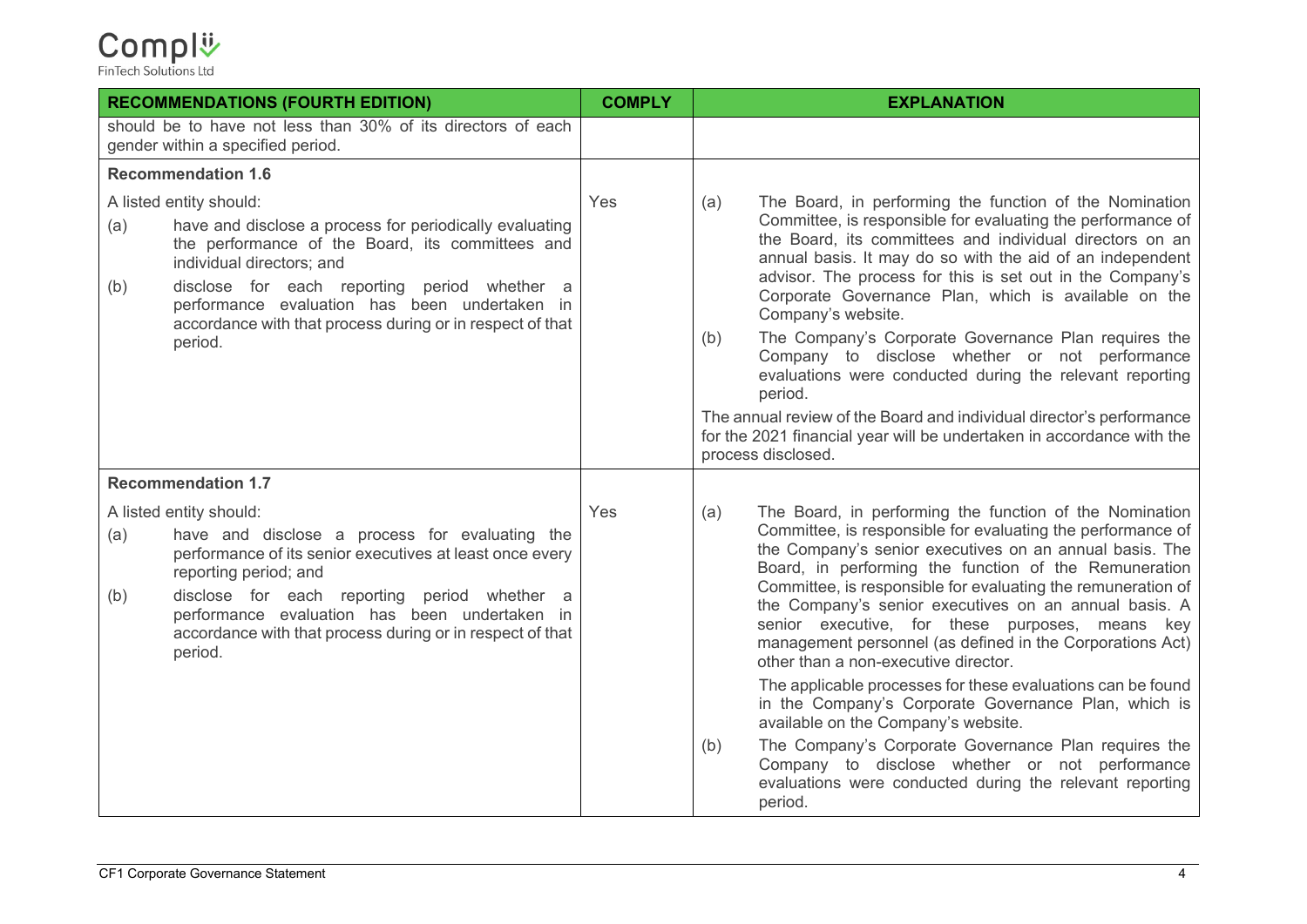| RECOMMENDATIONS (FOURTH EDITION) | COMPLY | EXPLANATION |
|---|---|---|
| should be to have not less than 30% of its directors of each gender within a specified period. | | |
| **Recommendation 1.6**<br><br>A listed entity should:<br>(a) have and disclose a process for periodically evaluating the performance of the Board, its committees and individual directors; and<br>(b) disclose for each reporting period whether a performance evaluation has been undertaken in accordance with that process during or in respect of that period. | Yes | (a) The Board, in performing the function of the Nomination Committee, is responsible for evaluating the performance of the Board, its committees and individual directors on an annual basis. It may do so with the aid of an independent advisor. The process for this is set out in the Company's Corporate Governance Plan, which is available on the Company's website.<br>(b) The Company's Corporate Governance Plan requires the Company to disclose whether or not performance evaluations were conducted during the relevant reporting period.<br><br>The annual review of the Board and individual director's performance for the 2021 financial year will be undertaken in accordance with the process disclosed. |
| **Recommendation 1.7**<br><br>A listed entity should:<br>(a) have and disclose a process for evaluating the performance of its senior executives at least once every reporting period; and<br>(b) disclose for each reporting period whether a performance evaluation has been undertaken in accordance with that process during or in respect of that period. | Yes | (a) The Board, in performing the function of the Nomination Committee, is responsible for evaluating the performance of the Company's senior executives on an annual basis. The Board, in performing the function of the Remuneration Committee, is responsible for evaluating the remuneration of the Company's senior executives on an annual basis. A senior executive, for these purposes, means key management personnel (as defined in the Corporations Act) other than a non-executive director.<br><br>The applicable processes for these evaluations can be found in the Company's Corporate Governance Plan, which is available on the Company's website.<br>(b) The Company's Corporate Governance Plan requires the Company to disclose whether or not performance evaluations were conducted during the relevant reporting period. |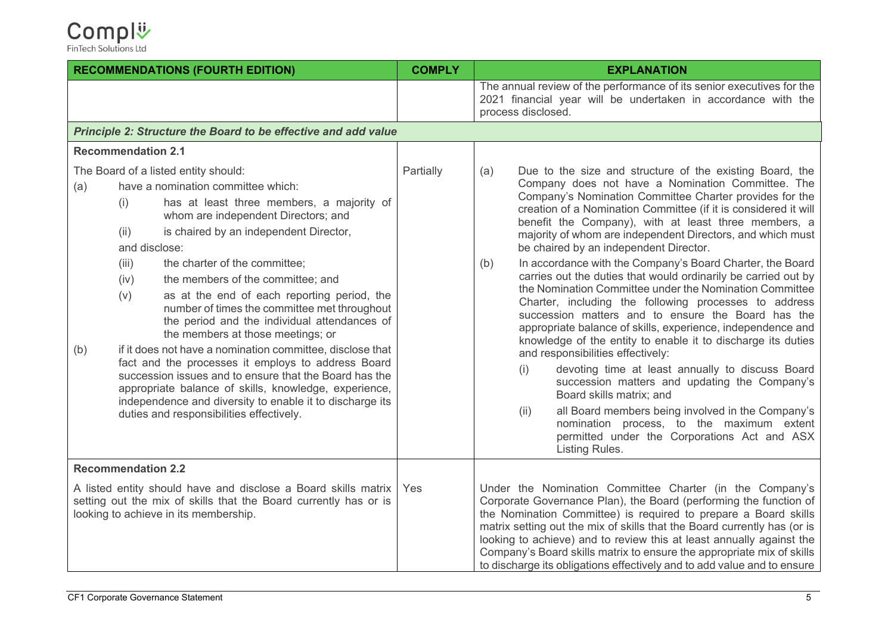| RECOMMENDATIONS (FOURTH EDITION) | COMPLY | EXPLANATION |
|---|---|---|
| | | The annual review of the performance of its senior executives for the 2021 financial year will be undertaken in accordance with the process disclosed. |
| ***Principle 2: Structure the Board to be effective and add value*** | | |
| **Recommendation 2.1**<br><br>The Board of a listed entity should:<br>(a) have a nomination committee which:<br>(i) has at least three members, a majority of whom are independent Directors; and<br>(ii) is chaired by an independent Director,<br>and disclose:<br>(iii) the charter of the committee;<br>(iv) the members of the committee; and<br>(v) as at the end of each reporting period, the number of times the committee met throughout the period and the individual attendances of the members at those meetings; or<br>(b) if it does not have a nomination committee, disclose that fact and the processes it employs to address Board succession issues and to ensure that the Board has the appropriate balance of skills, knowledge, experience, independence and diversity to enable it to discharge its duties and responsibilities effectively. | Partially | (a) Due to the size and structure of the existing Board, the Company does not have a Nomination Committee. The Company's Nomination Committee Charter provides for the creation of a Nomination Committee (if it is considered it will benefit the Company), with at least three members, a majority of whom are independent Directors, and which must be chaired by an independent Director.<br>(b) In accordance with the Company's Board Charter, the Board carries out the duties that would ordinarily be carried out by the Nomination Committee under the Nomination Committee Charter, including the following processes to address succession matters and to ensure the Board has the appropriate balance of skills, experience, independence and knowledge of the entity to enable it to discharge its duties and responsibilities effectively:<br>(i) devoting time at least annually to discuss Board succession matters and updating the Company's Board skills matrix; and<br>(ii) all Board members being involved in the Company's nomination process, to the maximum extent permitted under the Corporations Act and ASX Listing Rules. |
| **Recommendation 2.2**<br><br>A listed entity should have and disclose a Board skills matrix setting out the mix of skills that the Board currently has or is looking to achieve in its membership. | Yes | Under the Nomination Committee Charter (in the Company's Corporate Governance Plan), the Board (performing the function of the Nomination Committee) is required to prepare a Board skills matrix setting out the mix of skills that the Board currently has (or is looking to achieve) and to review this at least annually against the Company's Board skills matrix to ensure the appropriate mix of skills to discharge its obligations effectively and to add value and to ensure |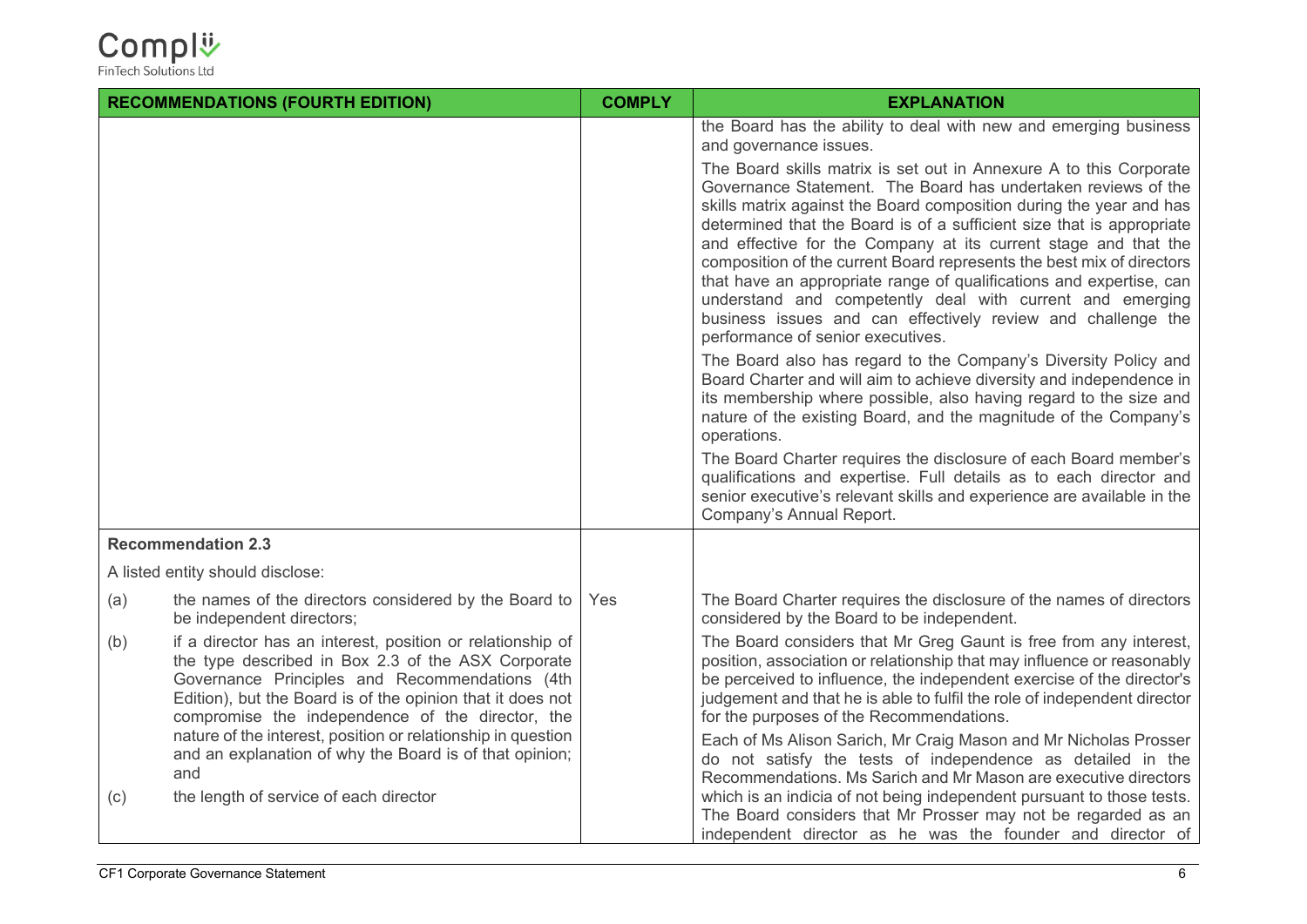| RECOMMENDATIONS (FOURTH EDITION) | COMPLY | EXPLANATION |
| --- | --- | --- |
| | | the Board has the ability to deal with new and emerging business and governance issues.<br><br>The Board skills matrix is set out in Annexure A to this Corporate Governance Statement. The Board has undertaken reviews of the skills matrix against the Board composition during the year and has determined that the Board is of a sufficient size that is appropriate and effective for the Company at its current stage and that the composition of the current Board represents the best mix of directors that have an appropriate range of qualifications and expertise, can understand and competently deal with current and emerging business issues and can effectively review and challenge the performance of senior executives.<br><br>The Board also has regard to the Company's Diversity Policy and Board Charter and will aim to achieve diversity and independence in its membership where possible, also having regard to the size and nature of the existing Board, and the magnitude of the Company's operations.<br><br>The Board Charter requires the disclosure of each Board member's qualifications and expertise. Full details as to each director and senior executive's relevant skills and experience are available in the Company's Annual Report. |
| **Recommendation 2.3**<br><br>A listed entity should disclose:<br><br>(a) the names of the directors considered by the Board to be independent directors;<br><br>(b) if a director has an interest, position or relationship of the type described in Box 2.3 of the ASX Corporate Governance Principles and Recommendations (4th Edition), but the Board is of the opinion that it does not compromise the independence of the director, the nature of the interest, position or relationship in question and an explanation of why the Board is of that opinion; and<br><br>(c) the length of service of each director | Yes | The Board Charter requires the disclosure of the names of directors considered by the Board to be independent.<br><br>The Board considers that Mr Greg Gaunt is free from any interest, position, association or relationship that may influence or reasonably be perceived to influence, the independent exercise of the director's judgement and that he is able to fulfil the role of independent director for the purposes of the Recommendations.<br><br>Each of Ms Alison Sarich, Mr Craig Mason and Mr Nicholas Prosser do not satisfy the tests of independence as detailed in the Recommendations. Ms Sarich and Mr Mason are executive directors which is an indicia of not being independent pursuant to those tests. The Board considers that Mr Prosser may not be regarded as an independent director as he was the founder and director of |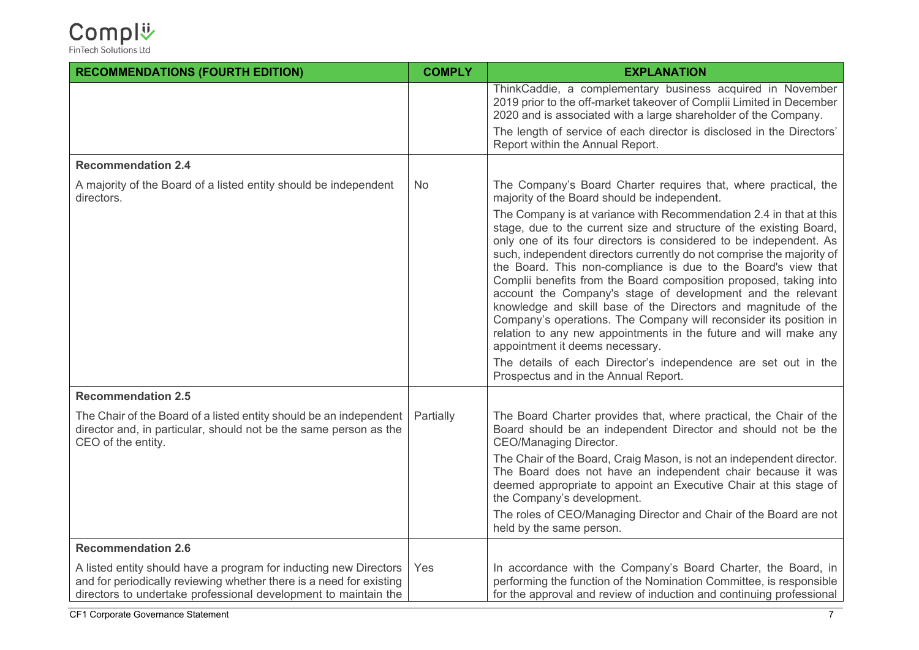| RECOMMENDATIONS (FOURTH EDITION) | COMPLY | EXPLANATION |
|---|---|---|
| | | ThinkCaddie, a complementary business acquired in November 2019 prior to the off-market takeover of Complii Limited in December 2020 and is associated with a large shareholder of the Company.<br>The length of service of each director is disclosed in the Directors' Report within the Annual Report. |
| **Recommendation 2.4**<br>A majority of the Board of a listed entity should be independent directors. | No | The Company's Board Charter requires that, where practical, the majority of the Board should be independent.<br>The Company is at variance with Recommendation 2.4 in that at this stage, due to the current size and structure of the existing Board, only one of its four directors is considered to be independent. As such, independent directors currently do not comprise the majority of the Board. This non-compliance is due to the Board's view that Complii benefits from the Board composition proposed, taking into account the Company's stage of development and the relevant knowledge and skill base of the Directors and magnitude of the Company's operations. The Company will reconsider its position in relation to any new appointments in the future and will make any appointment it deems necessary.<br>The details of each Director's independence are set out in the Prospectus and in the Annual Report. |
| **Recommendation 2.5**<br>The Chair of the Board of a listed entity should be an independent director and, in particular, should not be the same person as the CEO of the entity. | Partially | The Board Charter provides that, where practical, the Chair of the Board should be an independent Director and should not be the CEO/Managing Director.<br>The Chair of the Board, Craig Mason, is not an independent director. The Board does not have an independent chair because it was deemed appropriate to appoint an Executive Chair at this stage of the Company's development.<br>The roles of CEO/Managing Director and Chair of the Board are not held by the same person. |
| **Recommendation 2.6**<br>A listed entity should have a program for inducting new Directors and for periodically reviewing whether there is a need for existing directors to undertake professional development to maintain the | Yes | In accordance with the Company's Board Charter, the Board, in performing the function of the Nomination Committee, is responsible for the approval and review of induction and continuing professional |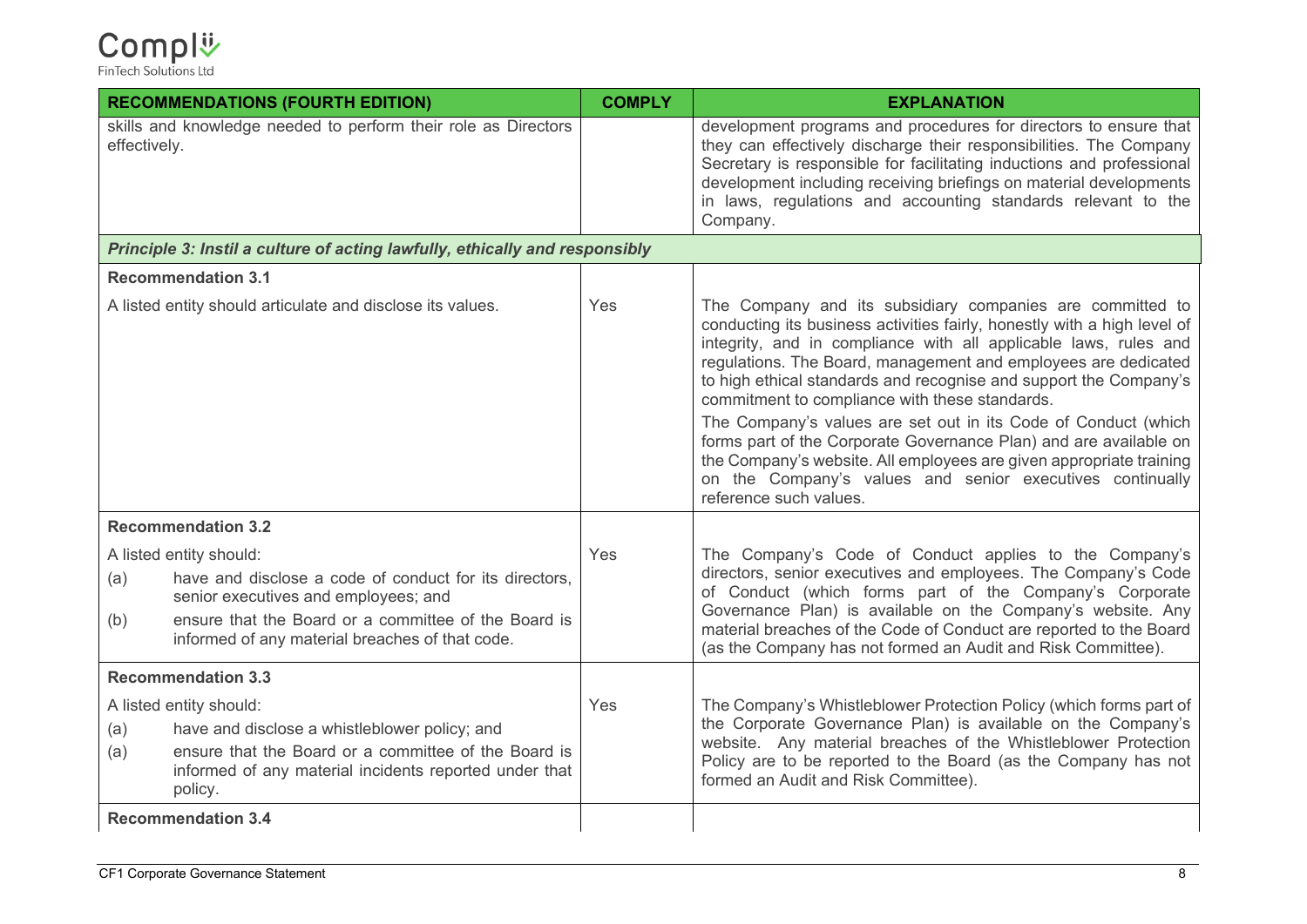| RECOMMENDATIONS (FOURTH EDITION) | COMPLY | EXPLANATION |
|---|---|---|
| skills and knowledge needed to perform their role as Directors effectively. | | development programs and procedures for directors to ensure that they can effectively discharge their responsibilities. The Company Secretary is responsible for facilitating inductions and professional development including receiving briefings on material developments in laws, regulations and accounting standards relevant to the Company. |
| ***Principle 3: Instil a culture of acting lawfully, ethically and responsibly*** | | |
| **Recommendation 3.1**<br><br>A listed entity should articulate and disclose its values. | Yes | The Company and its subsidiary companies are committed to conducting its business activities fairly, honestly with a high level of integrity, and in compliance with all applicable laws, rules and regulations. The Board, management and employees are dedicated to high ethical standards and recognise and support the Company's commitment to compliance with these standards.<br><br>The Company's values are set out in its Code of Conduct (which forms part of the Corporate Governance Plan) and are available on the Company's website. All employees are given appropriate training on the Company's values and senior executives continually reference such values. |
| **Recommendation 3.2**<br><br>A listed entity should:<br>(a) have and disclose a code of conduct for its directors, senior executives and employees; and<br>(b) ensure that the Board or a committee of the Board is informed of any material breaches of that code. | Yes | The Company's Code of Conduct applies to the Company's directors, senior executives and employees. The Company's Code of Conduct (which forms part of the Company's Corporate Governance Plan) is available on the Company's website. Any material breaches of the Code of Conduct are reported to the Board (as the Company has not formed an Audit and Risk Committee). |
| **Recommendation 3.3**<br><br>A listed entity should:<br>(a) have and disclose a whistleblower policy; and<br>(a) ensure that the Board or a committee of the Board is informed of any material incidents reported under that policy. | Yes | The Company's Whistleblower Protection Policy (which forms part of the Corporate Governance Plan) is available on the Company's website. Any material breaches of the Whistleblower Protection Policy are to be reported to the Board (as the Company has not formed an Audit and Risk Committee). |
| **Recommendation 3.4** | | |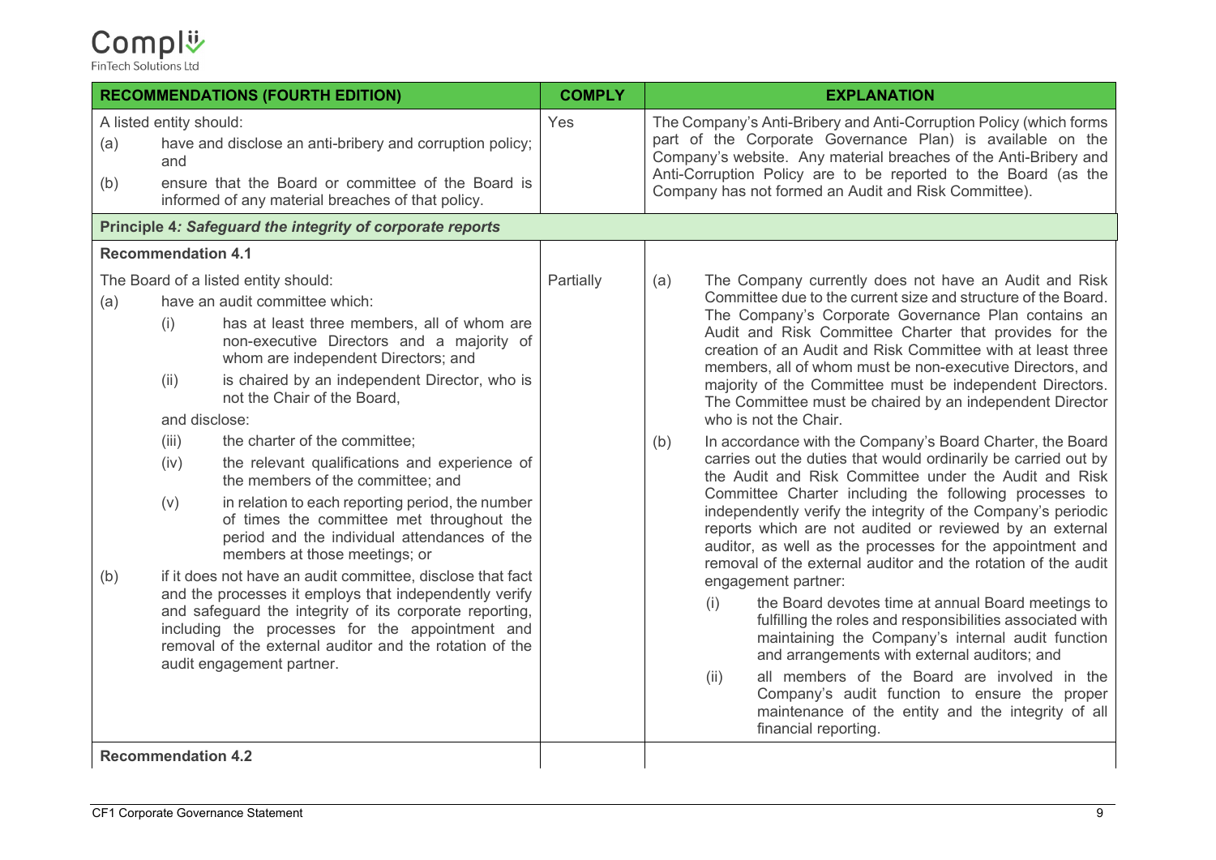| RECOMMENDATIONS (FOURTH EDITION) | COMPLY | EXPLANATION |
|---|---|---|
| A listed entity should:<br>(a) have and disclose an anti-bribery and corruption policy; and<br>(b) ensure that the Board or committee of the Board is informed of any material breaches of that policy. | Yes | The Company's Anti-Bribery and Anti-Corruption Policy (which forms part of the Corporate Governance Plan) is available on the Company's website. Any material breaches of the Anti-Bribery and Anti-Corruption Policy are to be reported to the Board (as the Company has not formed an Audit and Risk Committee). |
| ***Principle 4: Safeguard the integrity of corporate reports*** | | |
| **Recommendation 4.1** | | |
| The Board of a listed entity should:<br>(a) have an audit committee which:<br>(i) has at least three members, all of whom are non-executive Directors and a majority of whom are independent Directors; and<br>(ii) is chaired by an independent Director, who is not the Chair of the Board,<br>and disclose:<br>(iii) the charter of the committee;<br>(iv) the relevant qualifications and experience of the members of the committee; and<br>(v) in relation to each reporting period, the number of times the committee met throughout the period and the individual attendances of the members at those meetings; or<br>(b) if it does not have an audit committee, disclose that fact and the processes it employs that independently verify and safeguard the integrity of its corporate reporting, including the processes for the appointment and removal of the external auditor and the rotation of the audit engagement partner. | Partially | (a) The Company currently does not have an Audit and Risk Committee due to the current size and structure of the Board. The Company's Corporate Governance Plan contains an Audit and Risk Committee Charter that provides for the creation of an Audit and Risk Committee with at least three members, all of whom must be non-executive Directors, and majority of the Committee must be independent Directors. The Committee must be chaired by an independent Director who is not the Chair.<br>(b) In accordance with the Company's Board Charter, the Board carries out the duties that would ordinarily be carried out by the Audit and Risk Committee under the Audit and Risk Committee Charter including the following processes to independently verify the integrity of the Company's periodic reports which are not audited or reviewed by an external auditor, as well as the processes for the appointment and removal of the external auditor and the rotation of the audit engagement partner:<br>(i) the Board devotes time at annual Board meetings to fulfilling the roles and responsibilities associated with maintaining the Company's internal audit function and arrangements with external auditors; and<br>(ii) all members of the Board are involved in the Company's audit function to ensure the proper maintenance of the entity and the integrity of all financial reporting. |
| **Recommendation 4.2** | | |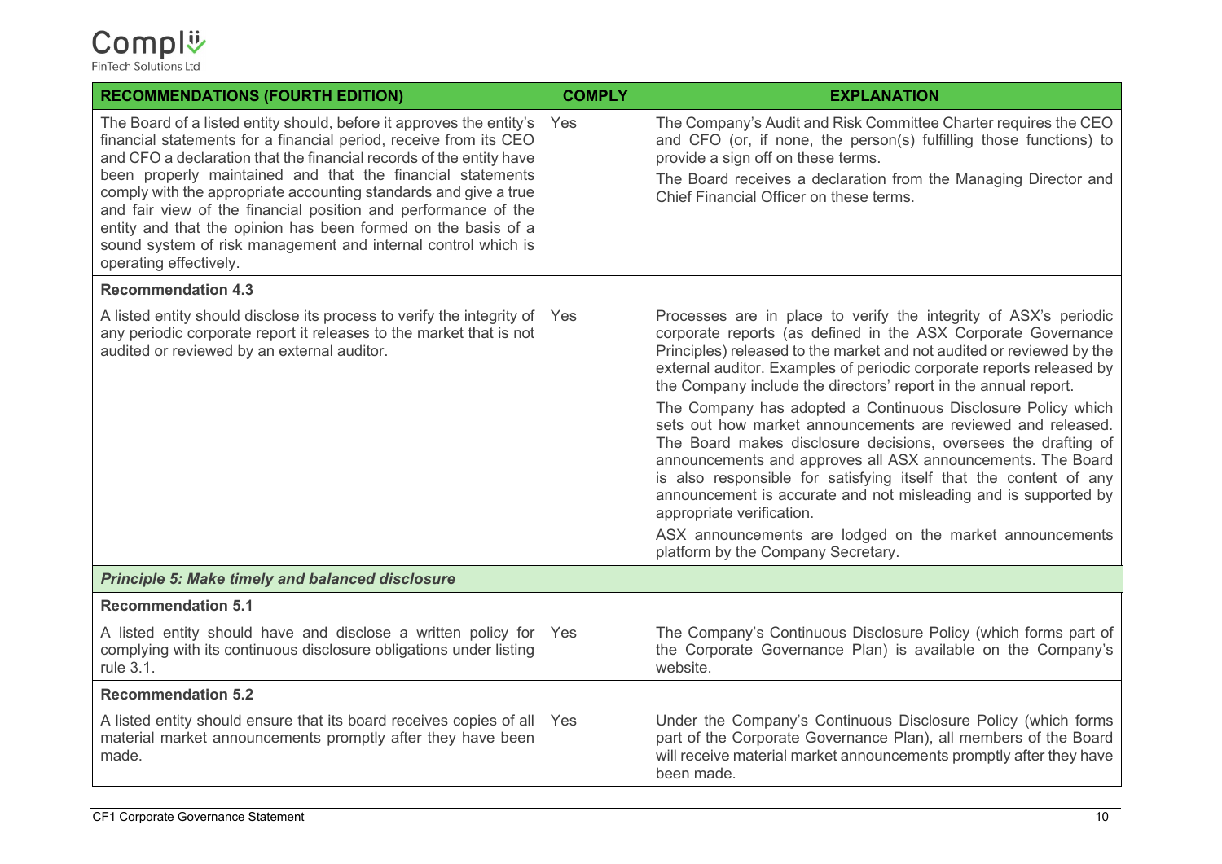| RECOMMENDATIONS (FOURTH EDITION) | COMPLY | EXPLANATION |
|---|---|---|
| The Board of a listed entity should, before it approves the entity's financial statements for a financial period, receive from its CEO and CFO a declaration that the financial records of the entity have been properly maintained and that the financial statements comply with the appropriate accounting standards and give a true and fair view of the financial position and performance of the entity and that the opinion has been formed on the basis of a sound system of risk management and internal control which is operating effectively. | Yes | The Company's Audit and Risk Committee Charter requires the CEO and CFO (or, if none, the person(s) fulfilling those functions) to provide a sign off on these terms.<br>The Board receives a declaration from the Managing Director and Chief Financial Officer on these terms. |
| **Recommendation 4.3**<br>A listed entity should disclose its process to verify the integrity of any periodic corporate report it releases to the market that is not audited or reviewed by an external auditor. | Yes | Processes are in place to verify the integrity of ASX's periodic corporate reports (as defined in the ASX Corporate Governance Principles) released to the market and not audited or reviewed by the external auditor. Examples of periodic corporate reports released by the Company include the directors' report in the annual report.<br>The Company has adopted a Continuous Disclosure Policy which sets out how market announcements are reviewed and released. The Board makes disclosure decisions, oversees the drafting of announcements and approves all ASX announcements. The Board is also responsible for satisfying itself that the content of any announcement is accurate and not misleading and is supported by appropriate verification.<br>ASX announcements are lodged on the market announcements platform by the Company Secretary. |
| ***Principle 5: Make timely and balanced disclosure*** | | |
| **Recommendation 5.1**<br>A listed entity should have and disclose a written policy for complying with its continuous disclosure obligations under listing rule 3.1. | Yes | The Company's Continuous Disclosure Policy (which forms part of the Corporate Governance Plan) is available on the Company's website. |
| **Recommendation 5.2**<br>A listed entity should ensure that its board receives copies of all material market announcements promptly after they have been made. | Yes | Under the Company's Continuous Disclosure Policy (which forms part of the Corporate Governance Plan), all members of the Board will receive material market announcements promptly after they have been made. |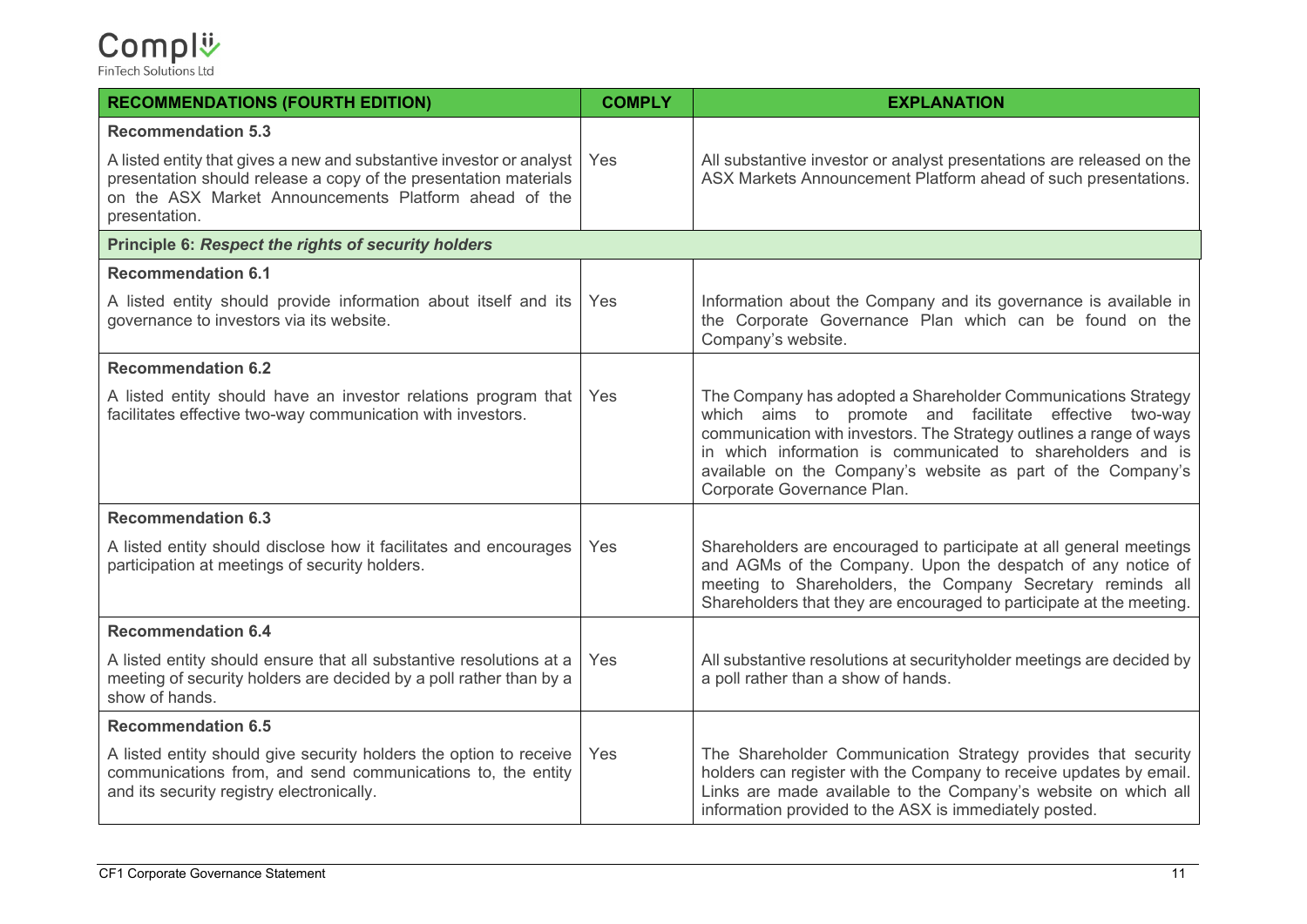| RECOMMENDATIONS (FOURTH EDITION) | COMPLY | EXPLANATION |
|---|---|---|
| **Recommendation 5.3**<br>A listed entity that gives a new and substantive investor or analyst presentation should release a copy of the presentation materials on the ASX Market Announcements Platform ahead of the presentation. | Yes | All substantive investor or analyst presentations are released on the ASX Markets Announcement Platform ahead of such presentations. |
| **Principle 6: *Respect the rights of security holders*** | | |
| **Recommendation 6.1**<br>A listed entity should provide information about itself and its governance to investors via its website. | Yes | Information about the Company and its governance is available in the Corporate Governance Plan which can be found on the Company's website. |
| **Recommendation 6.2**<br>A listed entity should have an investor relations program that facilitates effective two-way communication with investors. | Yes | The Company has adopted a Shareholder Communications Strategy which aims to promote and facilitate effective two-way communication with investors. The Strategy outlines a range of ways in which information is communicated to shareholders and is available on the Company's website as part of the Company's Corporate Governance Plan. |
| **Recommendation 6.3**<br>A listed entity should disclose how it facilitates and encourages participation at meetings of security holders. | Yes | Shareholders are encouraged to participate at all general meetings and AGMs of the Company. Upon the despatch of any notice of meeting to Shareholders, the Company Secretary reminds all Shareholders that they are encouraged to participate at the meeting. |
| **Recommendation 6.4**<br>A listed entity should ensure that all substantive resolutions at a meeting of security holders are decided by a poll rather than by a show of hands. | Yes | All substantive resolutions at securityholder meetings are decided by a poll rather than a show of hands. |
| **Recommendation 6.5**<br>A listed entity should give security holders the option to receive communications from, and send communications to, the entity and its security registry electronically. | Yes | The Shareholder Communication Strategy provides that security holders can register with the Company to receive updates by email. Links are made available to the Company's website on which all information provided to the ASX is immediately posted. |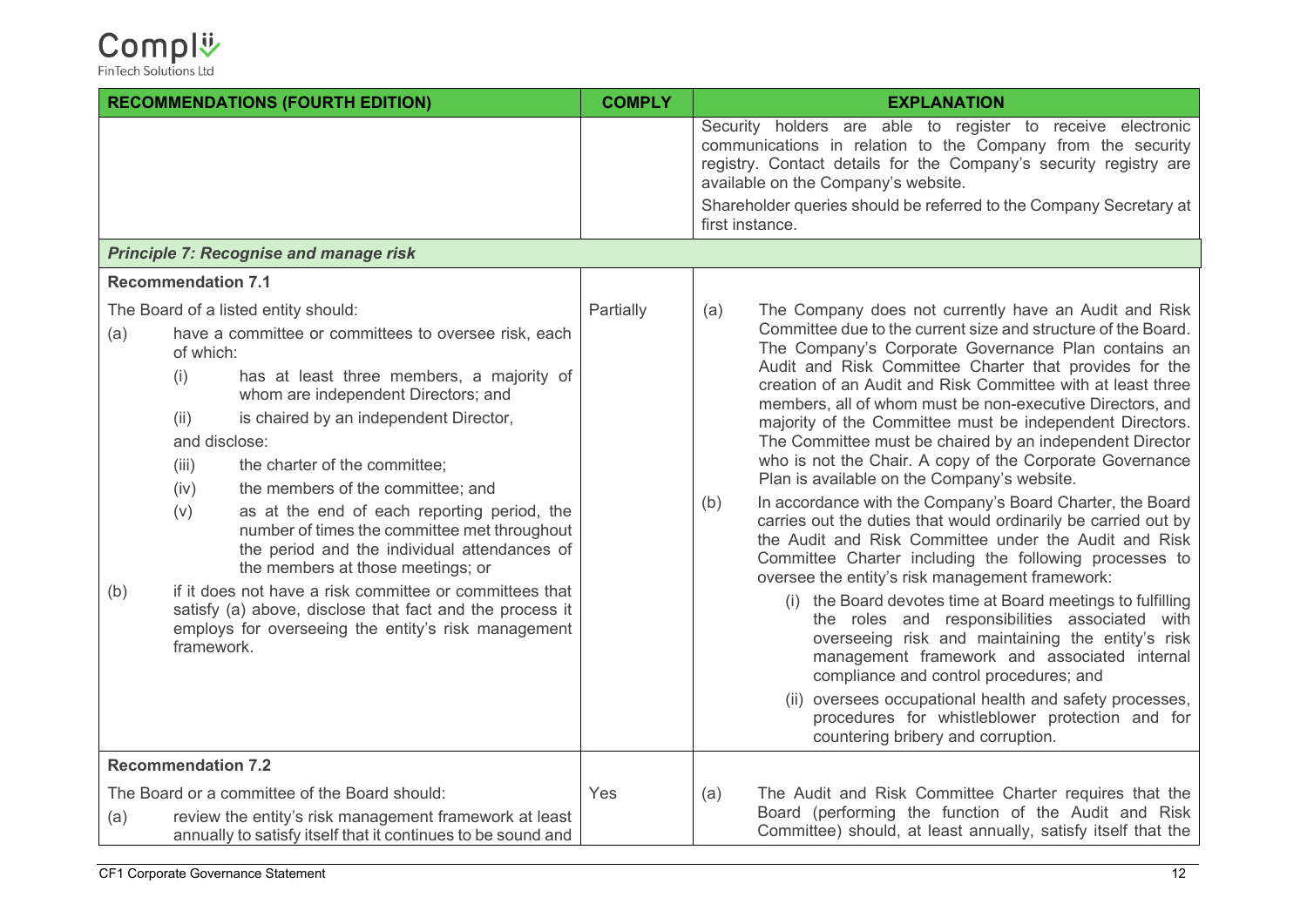| RECOMMENDATIONS (FOURTH EDITION) | COMPLY | EXPLANATION |
|---|---|---|
| | | Security holders are able to register to receive electronic communications in relation to the Company from the security registry. Contact details for the Company's security registry are available on the Company's website.<br>Shareholder queries should be referred to the Company Secretary at first instance. |
| ***Principle 7: Recognise and manage risk*** | | |
| **Recommendation 7.1**<br>The Board of a listed entity should:<br>(a) have a committee or committees to oversee risk, each of which:<br>(i) has at least three members, a majority of whom are independent Directors; and<br>(ii) is chaired by an independent Director,<br>and disclose:<br>(iii) the charter of the committee;<br>(iv) the members of the committee; and<br>(v) as at the end of each reporting period, the number of times the committee met throughout the period and the individual attendances of the members at those meetings; or<br>(b) if it does not have a risk committee or committees that satisfy (a) above, disclose that fact and the process it employs for overseeing the entity's risk management framework. | Partially | (a) The Company does not currently have an Audit and Risk Committee due to the current size and structure of the Board. The Company's Corporate Governance Plan contains an Audit and Risk Committee Charter that provides for the creation of an Audit and Risk Committee with at least three members, all of whom must be non-executive Directors, and majority of the Committee must be independent Directors. The Committee must be chaired by an independent Director who is not the Chair. A copy of the Corporate Governance Plan is available on the Company's website.<br>(b) In accordance with the Company's Board Charter, the Board carries out the duties that would ordinarily be carried out by the Audit and Risk Committee under the Audit and Risk Committee Charter including the following processes to oversee the entity's risk management framework:<br>(i) the Board devotes time at Board meetings to fulfilling the roles and responsibilities associated with overseeing risk and maintaining the entity's risk management framework and associated internal compliance and control procedures; and<br>(ii) oversees occupational health and safety processes, procedures for whistleblower protection and for countering bribery and corruption. |
| **Recommendation 7.2**<br>The Board or a committee of the Board should:<br>(a) review the entity's risk management framework at least annually to satisfy itself that it continues to be sound and | Yes | (a) The Audit and Risk Committee Charter requires that the Board (performing the function of the Audit and Risk Committee) should, at least annually, satisfy itself that the |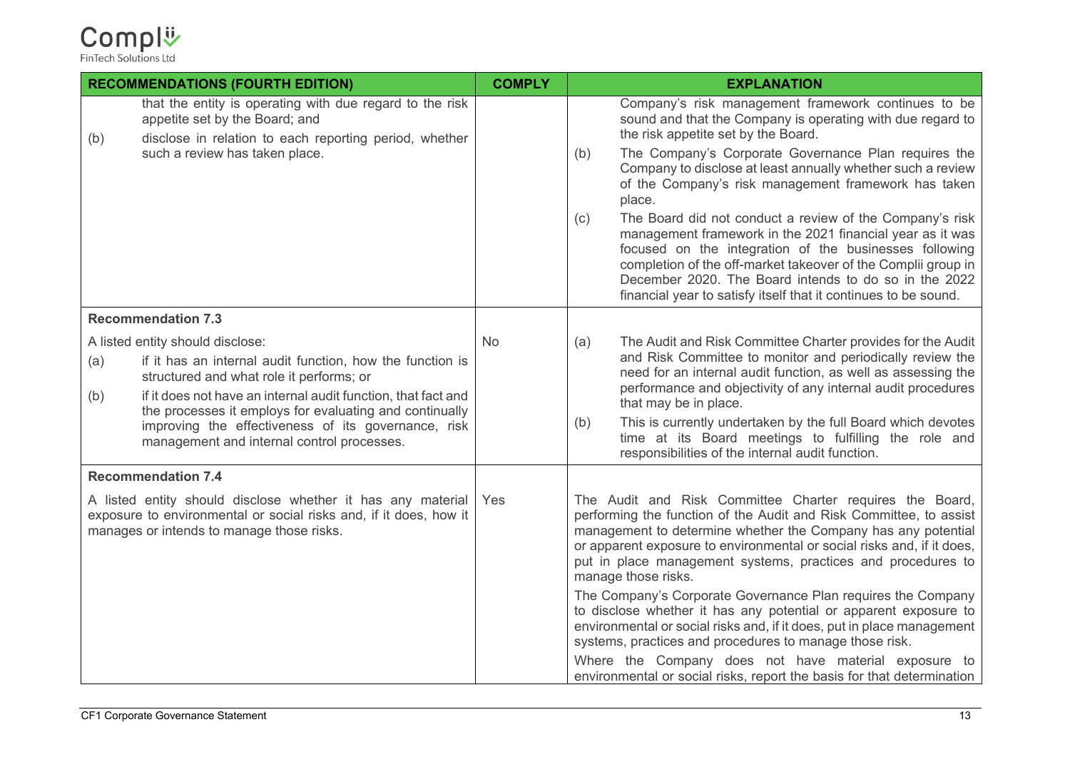| RECOMMENDATIONS (FOURTH EDITION) | COMPLY | EXPLANATION |
| --- | --- | --- |
| that the entity is operating with due regard to the risk appetite set by the Board; and<br>(b) disclose in relation to each reporting period, whether such a review has taken place. | | Company's risk management framework continues to be sound and that the Company is operating with due regard to the risk appetite set by the Board.<br>(b) The Company's Corporate Governance Plan requires the Company to disclose at least annually whether such a review of the Company's risk management framework has taken place.<br>(c) The Board did not conduct a review of the Company's risk management framework in the 2021 financial year as it was focused on the integration of the businesses following completion of the off-market takeover of the Complii group in December 2020. The Board intends to do so in the 2022 financial year to satisfy itself that it continues to be sound. |
| **Recommendation 7.3**<br>A listed entity should disclose:<br>(a) if it has an internal audit function, how the function is structured and what role it performs; or<br>(b) if it does not have an internal audit function, that fact and the processes it employs for evaluating and continually improving the effectiveness of its governance, risk management and internal control processes. | No | (a) The Audit and Risk Committee Charter provides for the Audit and Risk Committee to monitor and periodically review the need for an internal audit function, as well as assessing the performance and objectivity of any internal audit procedures that may be in place.<br>(b) This is currently undertaken by the full Board which devotes time at its Board meetings to fulfilling the role and responsibilities of the internal audit function. |
| **Recommendation 7.4**<br>A listed entity should disclose whether it has any material exposure to environmental or social risks and, if it does, how it manages or intends to manage those risks. | Yes | The Audit and Risk Committee Charter requires the Board, performing the function of the Audit and Risk Committee, to assist management to determine whether the Company has any potential or apparent exposure to environmental or social risks and, if it does, put in place management systems, practices and procedures to manage those risks.<br>The Company's Corporate Governance Plan requires the Company to disclose whether it has any potential or apparent exposure to environmental or social risks and, if it does, put in place management systems, practices and procedures to manage those risk.<br>Where the Company does not have material exposure to environmental or social risks, report the basis for that determination |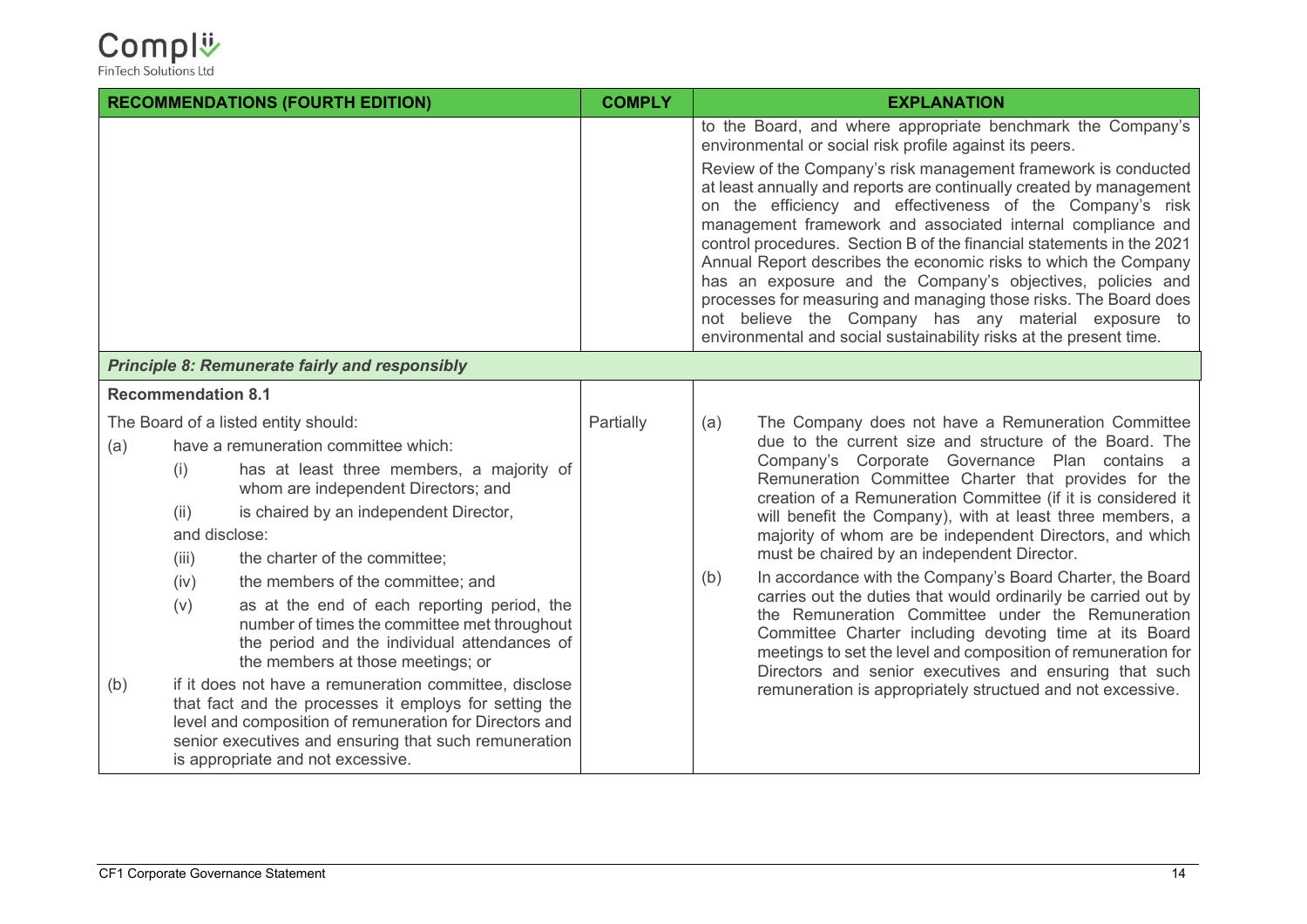| RECOMMENDATIONS (FOURTH EDITION) | COMPLY | EXPLANATION |
|---|---|---|
| | | to the Board, and where appropriate benchmark the Company's environmental or social risk profile against its peers.<br><br>Review of the Company's risk management framework is conducted at least annually and reports are continually created by management on the efficiency and effectiveness of the Company's risk management framework and associated internal compliance and control procedures. Section B of the financial statements in the 2021 Annual Report describes the economic risks to which the Company has an exposure and the Company's objectives, policies and processes for measuring and managing those risks. The Board does not believe the Company has any material exposure to environmental and social sustainability risks at the present time. |
| ***Principle 8: Remunerate fairly and responsibly*** | | |
| **Recommendation 8.1**<br><br>The Board of a listed entity should:<br>(a) have a remuneration committee which:<br>(i) has at least three members, a majority of whom are independent Directors; and<br>(ii) is chaired by an independent Director,<br>and disclose:<br>(iii) the charter of the committee;<br>(iv) the members of the committee; and<br>(v) as at the end of each reporting period, the number of times the committee met throughout the period and the individual attendances of the members at those meetings; or<br>(b) if it does not have a remuneration committee, disclose that fact and the processes it employs for setting the level and composition of remuneration for Directors and senior executives and ensuring that such remuneration is appropriate and not excessive. | Partially | (a) The Company does not have a Remuneration Committee due to the current size and structure of the Board. The Company's Corporate Governance Plan contains a Remuneration Committee Charter that provides for the creation of a Remuneration Committee (if it is considered it will benefit the Company), with at least three members, a majority of whom are be independent Directors, and which must be chaired by an independent Director.<br>(b) In accordance with the Company's Board Charter, the Board carries out the duties that would ordinarily be carried out by the Remuneration Committee under the Remuneration Committee Charter including devoting time at its Board meetings to set the level and composition of remuneration for Directors and senior executives and ensuring that such remuneration is appropriately structued and not excessive. |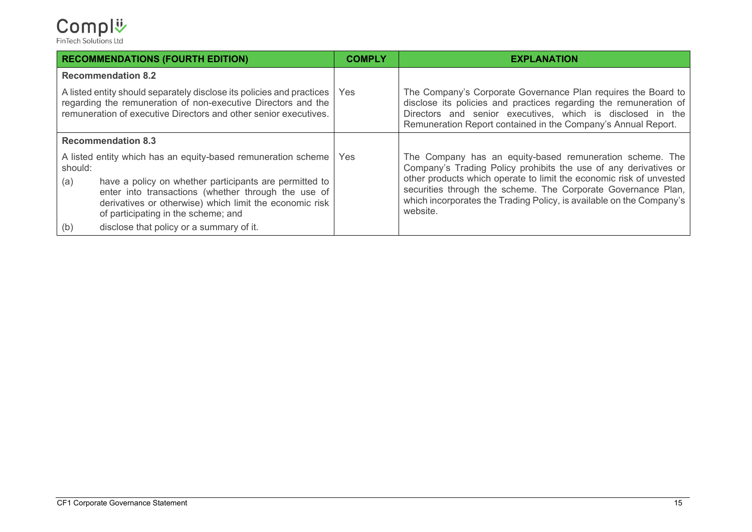| RECOMMENDATIONS (FOURTH EDITION) | COMPLY | EXPLANATION |
| --- | --- | --- |
| **Recommendation 8.2**<br><br>A listed entity should separately disclose its policies and practices regarding the remuneration of non-executive Directors and the remuneration of executive Directors and other senior executives. | Yes | The Company's Corporate Governance Plan requires the Board to disclose its policies and practices regarding the remuneration of Directors and senior executives, which is disclosed in the Remuneration Report contained in the Company's Annual Report. |
| **Recommendation 8.3**<br><br>A listed entity which has an equity-based remuneration scheme should:<br>(a) have a policy on whether participants are permitted to enter into transactions (whether through the use of derivatives or otherwise) which limit the economic risk of participating in the scheme; and<br>(b) disclose that policy or a summary of it. | Yes | The Company has an equity-based remuneration scheme. The Company's Trading Policy prohibits the use of any derivatives or other products which operate to limit the economic risk of unvested securities through the scheme. The Corporate Governance Plan, which incorporates the Trading Policy, is available on the Company's website. |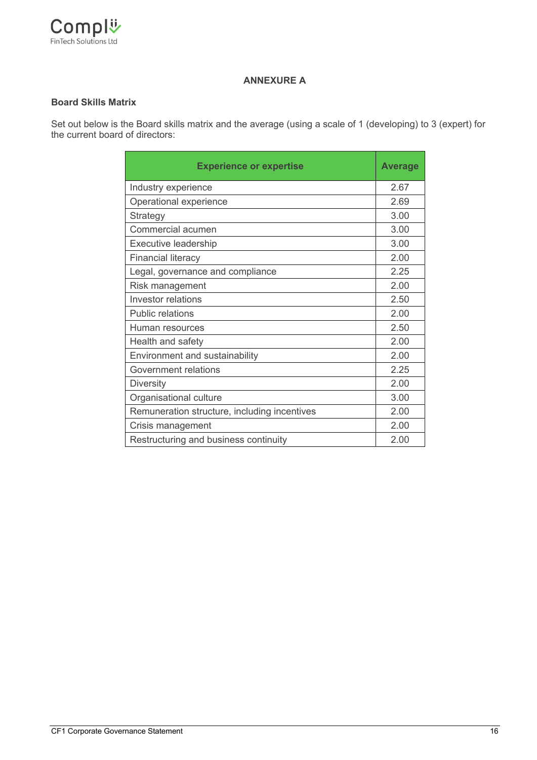## ANNEXURE A

**Board Skills Matrix**

Set out below is the Board skills matrix and the average (using a scale of 1 (developing) to 3 (expert) for the current board of directors:

| Experience or expertise | Average |
|---|---|
| Industry experience | 2.67 |
| Operational experience | 2.69 |
| Strategy | 3.00 |
| Commercial acumen | 3.00 |
| Executive leadership | 3.00 |
| Financial literacy | 2.00 |
| Legal, governance and compliance | 2.25 |
| Risk management | 2.00 |
| Investor relations | 2.50 |
| Public relations | 2.00 |
| Human resources | 2.50 |
| Health and safety | 2.00 |
| Environment and sustainability | 2.00 |
| Government relations | 2.25 |
| Diversity | 2.00 |
| Organisational culture | 3.00 |
| Remuneration structure, including incentives | 2.00 |
| Crisis management | 2.00 |
| Restructuring and business continuity | 2.00 |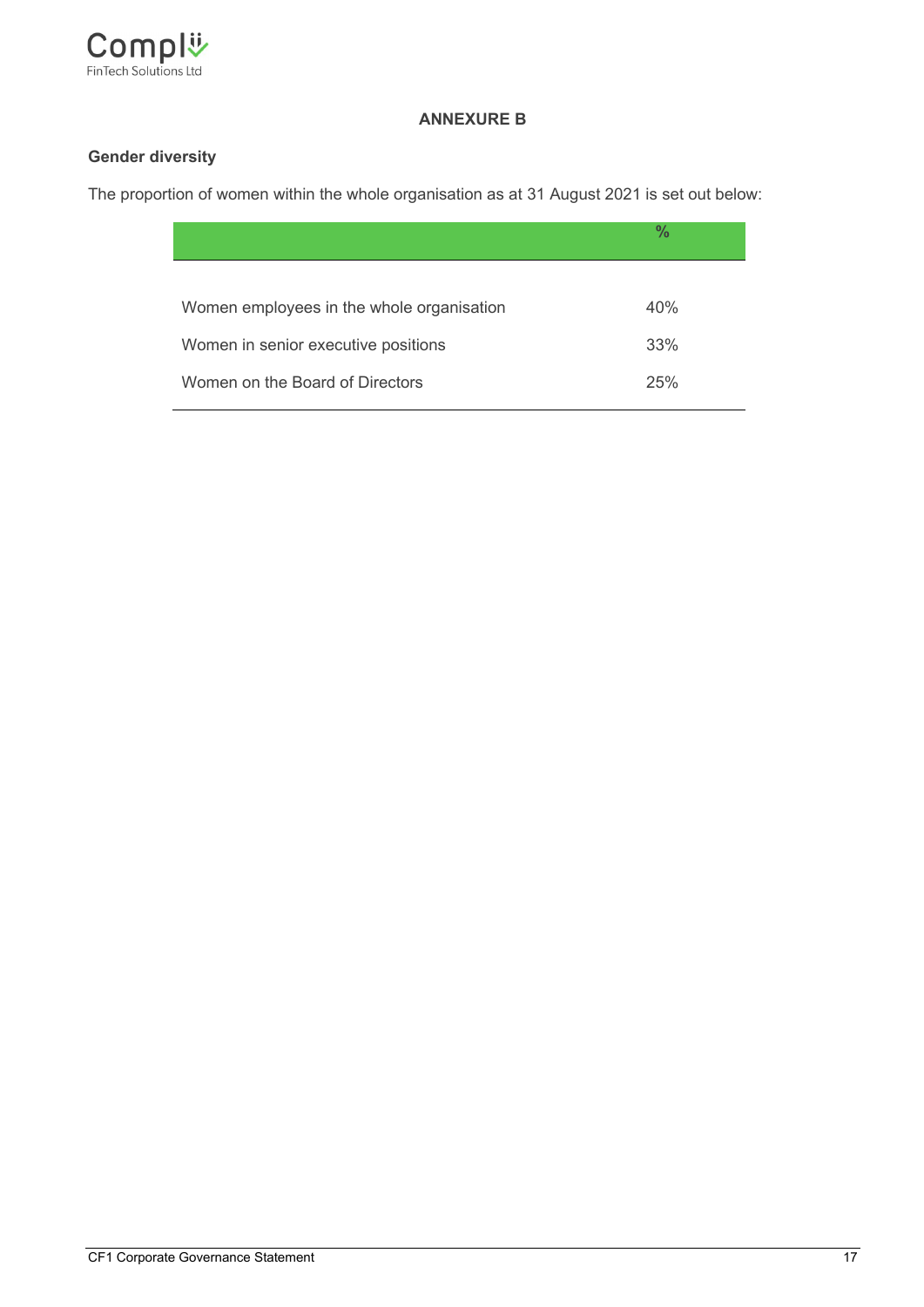## ANNEXURE B

**Gender diversity**

The proportion of women within the whole organisation as at 31 August 2021 is set out below:

| | % |
|---|---|
| Women employees in the whole organisation | 40% |
| Women in senior executive positions | 33% |
| Women on the Board of Directors | 25% |